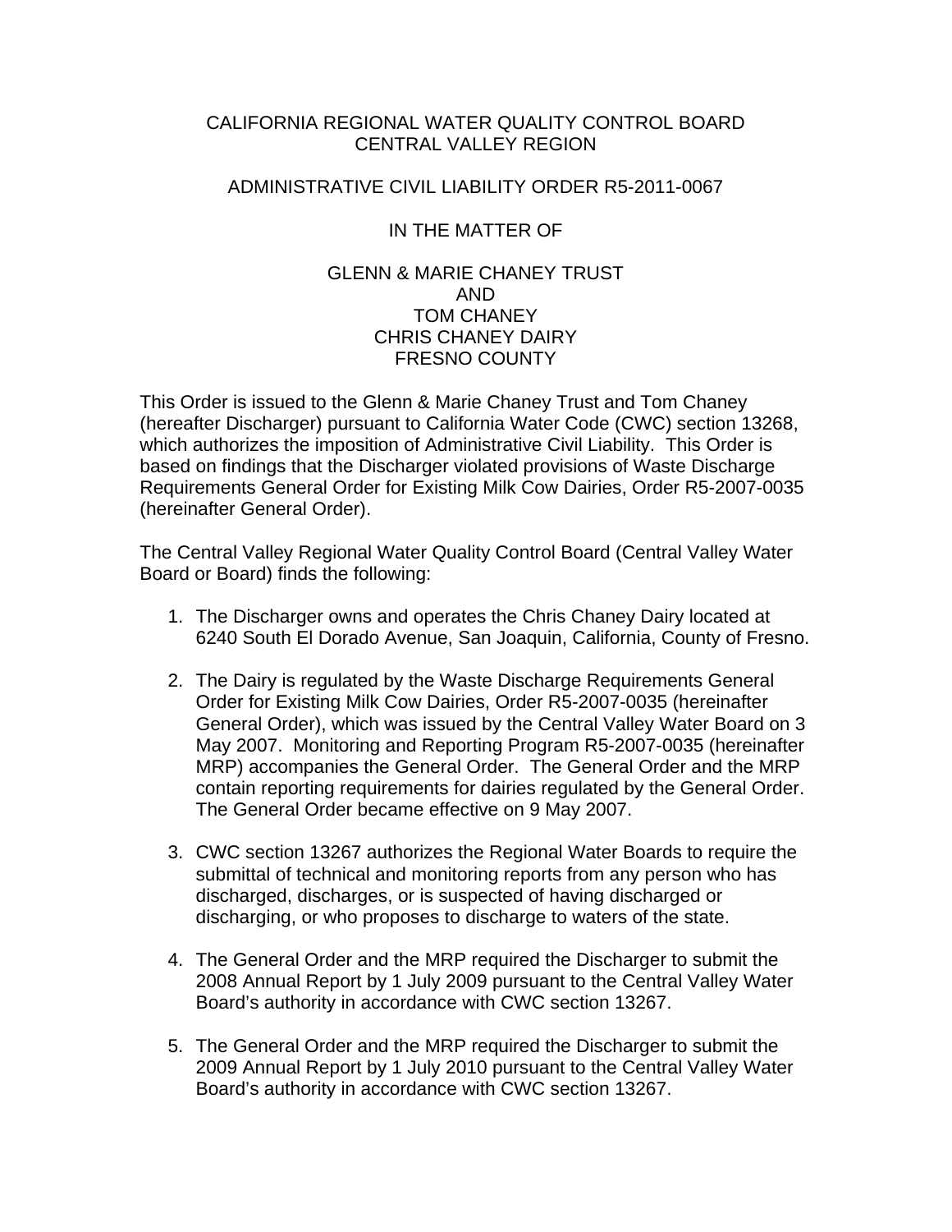CALIFORNIA REGIONAL WATER QUALITY CONTROL BOARD
CENTRAL VALLEY REGION

ADMINISTRATIVE CIVIL LIABILITY ORDER R5-2011-0067

IN THE MATTER OF

GLENN & MARIE CHANEY TRUST
AND
TOM CHANEY
CHRIS CHANEY DAIRY
FRESNO COUNTY

This Order is issued to the Glenn & Marie Chaney Trust and Tom Chaney (hereafter Discharger) pursuant to California Water Code (CWC) section 13268, which authorizes the imposition of Administrative Civil Liability. This Order is based on findings that the Discharger violated provisions of Waste Discharge Requirements General Order for Existing Milk Cow Dairies, Order R5-2007-0035 (hereinafter General Order).

The Central Valley Regional Water Quality Control Board (Central Valley Water Board or Board) finds the following:

1. The Discharger owns and operates the Chris Chaney Dairy located at 6240 South El Dorado Avenue, San Joaquin, California, County of Fresno.

2. The Dairy is regulated by the Waste Discharge Requirements General Order for Existing Milk Cow Dairies, Order R5-2007-0035 (hereinafter General Order), which was issued by the Central Valley Water Board on 3 May 2007. Monitoring and Reporting Program R5-2007-0035 (hereinafter MRP) accompanies the General Order. The General Order and the MRP contain reporting requirements for dairies regulated by the General Order. The General Order became effective on 9 May 2007.

3. CWC section 13267 authorizes the Regional Water Boards to require the submittal of technical and monitoring reports from any person who has discharged, discharges, or is suspected of having discharged or discharging, or who proposes to discharge to waters of the state.

4. The General Order and the MRP required the Discharger to submit the 2008 Annual Report by 1 July 2009 pursuant to the Central Valley Water Board's authority in accordance with CWC section 13267.

5. The General Order and the MRP required the Discharger to submit the 2009 Annual Report by 1 July 2010 pursuant to the Central Valley Water Board's authority in accordance with CWC section 13267.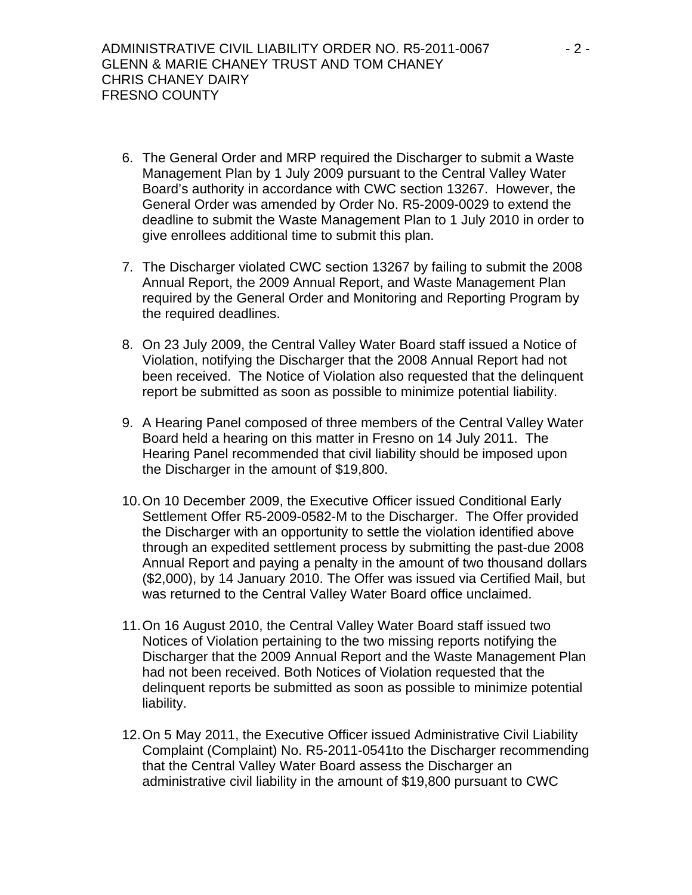6. The General Order and MRP required the Discharger to submit a Waste Management Plan by 1 July 2009 pursuant to the Central Valley Water Board's authority in accordance with CWC section 13267. However, the General Order was amended by Order No. R5-2009-0029 to extend the deadline to submit the Waste Management Plan to 1 July 2010 in order to give enrollees additional time to submit this plan.

7. The Discharger violated CWC section 13267 by failing to submit the 2008 Annual Report, the 2009 Annual Report, and Waste Management Plan required by the General Order and Monitoring and Reporting Program by the required deadlines.

8. On 23 July 2009, the Central Valley Water Board staff issued a Notice of Violation, notifying the Discharger that the 2008 Annual Report had not been received. The Notice of Violation also requested that the delinquent report be submitted as soon as possible to minimize potential liability.

9. A Hearing Panel composed of three members of the Central Valley Water Board held a hearing on this matter in Fresno on 14 July 2011. The Hearing Panel recommended that civil liability should be imposed upon the Discharger in the amount of $19,800.

10. On 10 December 2009, the Executive Officer issued Conditional Early Settlement Offer R5-2009-0582-M to the Discharger. The Offer provided the Discharger with an opportunity to settle the violation identified above through an expedited settlement process by submitting the past-due 2008 Annual Report and paying a penalty in the amount of two thousand dollars ($2,000), by 14 January 2010. The Offer was issued via Certified Mail, but was returned to the Central Valley Water Board office unclaimed.

11. On 16 August 2010, the Central Valley Water Board staff issued two Notices of Violation pertaining to the two missing reports notifying the Discharger that the 2009 Annual Report and the Waste Management Plan had not been received. Both Notices of Violation requested that the delinquent reports be submitted as soon as possible to minimize potential liability.

12. On 5 May 2011, the Executive Officer issued Administrative Civil Liability Complaint (Complaint) No. R5-2011-0541to the Discharger recommending that the Central Valley Water Board assess the Discharger an administrative civil liability in the amount of $19,800 pursuant to CWC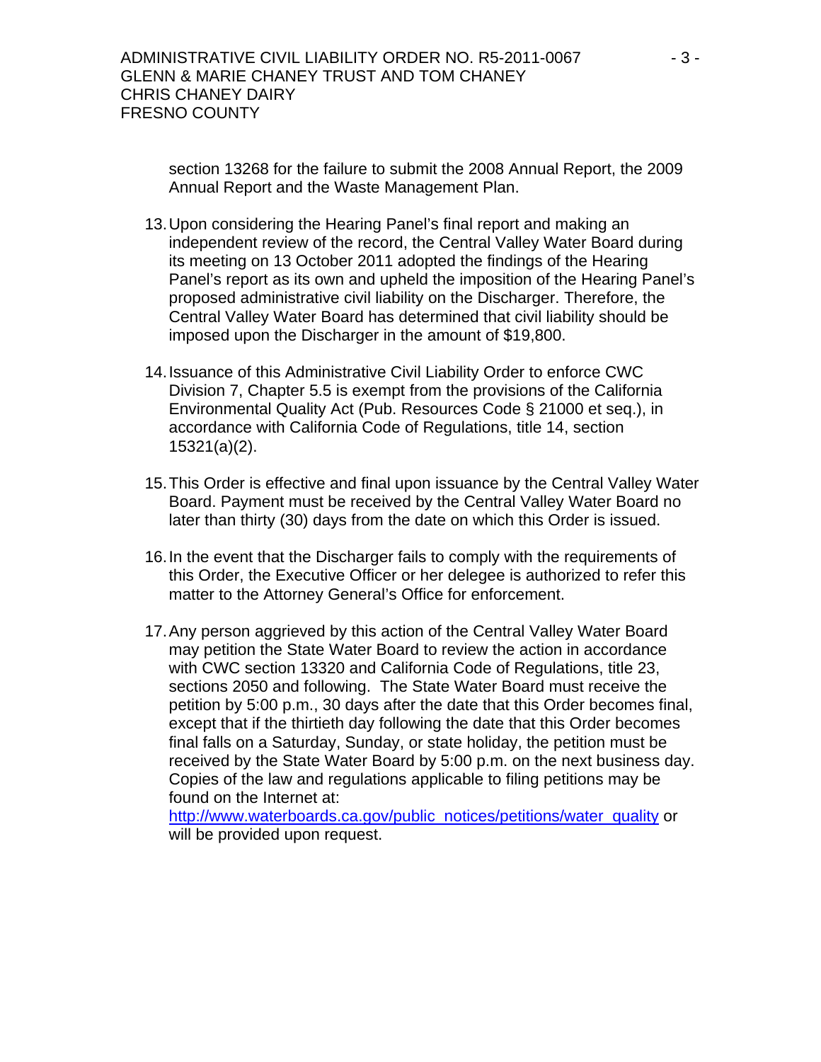section 13268 for the failure to submit the 2008 Annual Report, the 2009 Annual Report and the Waste Management Plan.

13. Upon considering the Hearing Panel's final report and making an independent review of the record, the Central Valley Water Board during its meeting on 13 October 2011 adopted the findings of the Hearing Panel's report as its own and upheld the imposition of the Hearing Panel's proposed administrative civil liability on the Discharger. Therefore, the Central Valley Water Board has determined that civil liability should be imposed upon the Discharger in the amount of $19,800.

14. Issuance of this Administrative Civil Liability Order to enforce CWC Division 7, Chapter 5.5 is exempt from the provisions of the California Environmental Quality Act (Pub. Resources Code § 21000 et seq.), in accordance with California Code of Regulations, title 14, section 15321(a)(2).

15. This Order is effective and final upon issuance by the Central Valley Water Board. Payment must be received by the Central Valley Water Board no later than thirty (30) days from the date on which this Order is issued.

16. In the event that the Discharger fails to comply with the requirements of this Order, the Executive Officer or her delegee is authorized to refer this matter to the Attorney General's Office for enforcement.

17. Any person aggrieved by this action of the Central Valley Water Board may petition the State Water Board to review the action in accordance with CWC section 13320 and California Code of Regulations, title 23, sections 2050 and following. The State Water Board must receive the petition by 5:00 p.m., 30 days after the date that this Order becomes final, except that if the thirtieth day following the date that this Order becomes final falls on a Saturday, Sunday, or state holiday, the petition must be received by the State Water Board by 5:00 p.m. on the next business day. Copies of the law and regulations applicable to filing petitions may be found on the Internet at: http://www.waterboards.ca.gov/public_notices/petitions/water_quality or will be provided upon request.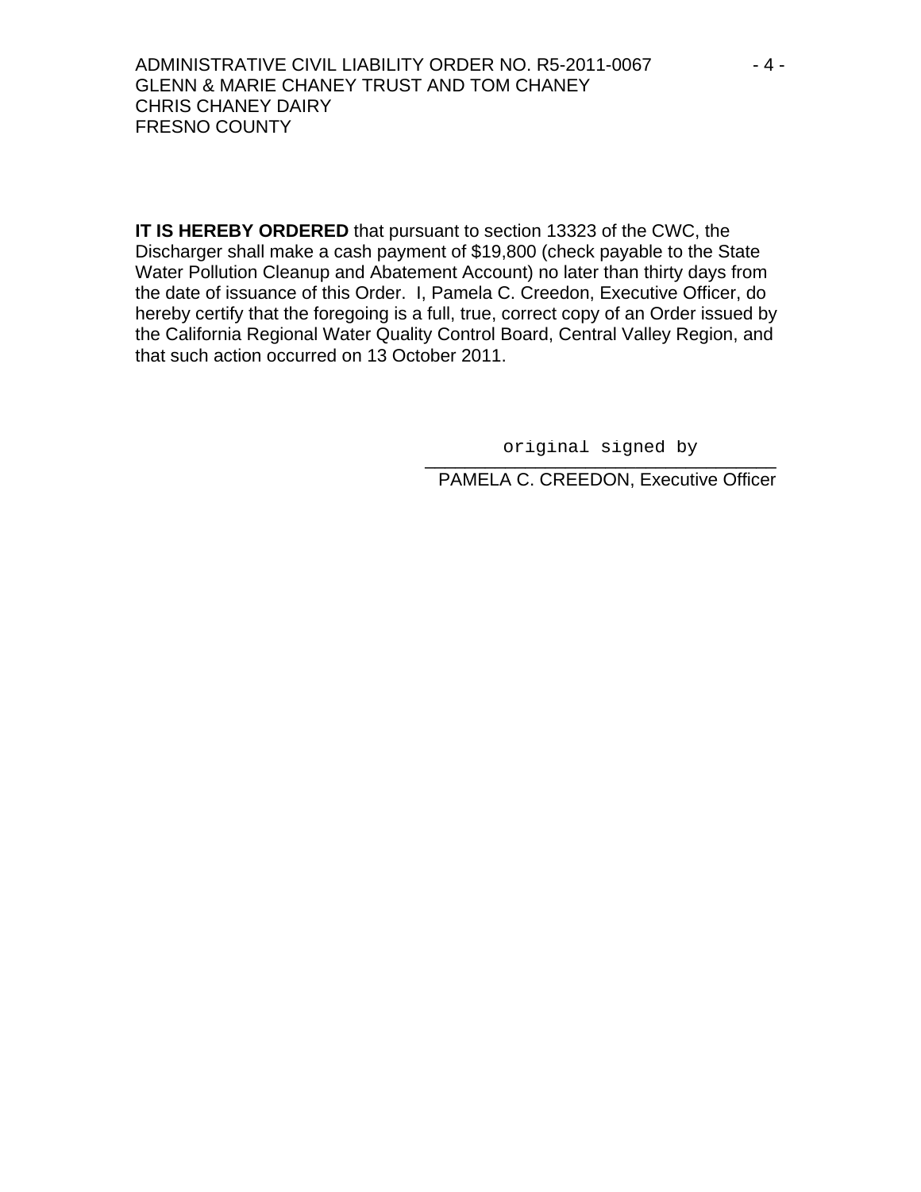**IT IS HEREBY ORDERED** that pursuant to section 13323 of the CWC, the Discharger shall make a cash payment of $19,800 (check payable to the State Water Pollution Cleanup and Abatement Account) no later than thirty days from the date of issuance of this Order. I, Pamela C. Creedon, Executive Officer, do hereby certify that the foregoing is a full, true, correct copy of an Order issued by the California Regional Water Quality Control Board, Central Valley Region, and that such action occurred on 13 October 2011.

original signed by

PAMELA C. CREEDON, Executive Officer